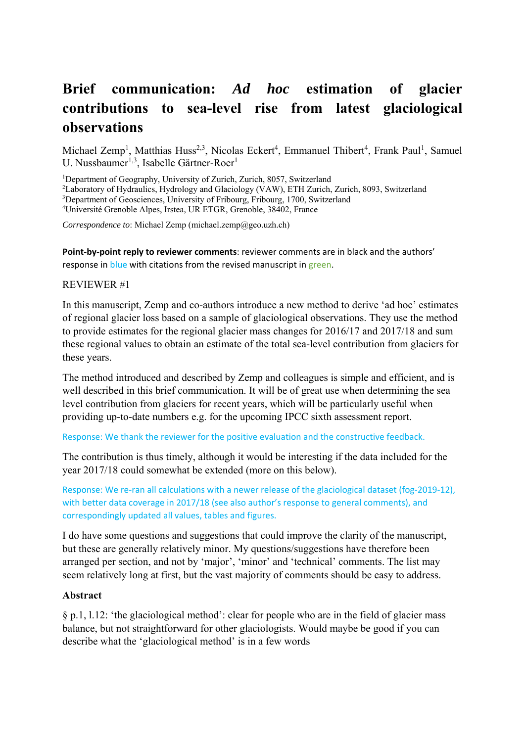# Brief communication: *Ad hoc* estimation of glacier contributions to sea-level rise from latest glaciological observations

Michael Zemp[1], Matthias Huss[2,3], Nicolas Eckert[4], Emmanuel Thibert[4], Frank Paul[1], Samuel U. Nussbaumer[1,3], Isabelle Gärtner-Roer[1]

[1]Department of Geography, University of Zurich, Zurich, 8057, Switzerland
[2]Laboratory of Hydraulics, Hydrology and Glaciology (VAW), ETH Zurich, Zurich, 8093, Switzerland
[3]Department of Geosciences, University of Fribourg, Fribourg, 1700, Switzerland
[4]Université Grenoble Alpes, Irstea, UR ETGR, Grenoble, 38402, France

*Correspondence to*: Michael Zemp (michael.zemp@geo.uzh.ch)

**Point-by-point reply to reviewer comments**: reviewer comments are in black and the authors' response in blue with citations from the revised manuscript in green.

REVIEWER #1

In this manuscript, Zemp and co-authors introduce a new method to derive 'ad hoc' estimates of regional glacier loss based on a sample of glaciological observations. They use the method to provide estimates for the regional glacier mass changes for 2016/17 and 2017/18 and sum these regional values to obtain an estimate of the total sea-level contribution from glaciers for these years.

The method introduced and described by Zemp and colleagues is simple and efficient, and is well described in this brief communication. It will be of great use when determining the sea level contribution from glaciers for recent years, which will be particularly useful when providing up-to-date numbers e.g. for the upcoming IPCC sixth assessment report.

Response: We thank the reviewer for the positive evaluation and the constructive feedback.

The contribution is thus timely, although it would be interesting if the data included for the year 2017/18 could somewhat be extended (more on this below).

Response: We re-ran all calculations with a newer release of the glaciological dataset (fog-2019-12), with better data coverage in 2017/18 (see also author's response to general comments), and correspondingly updated all values, tables and figures.

I do have some questions and suggestions that could improve the clarity of the manuscript, but these are generally relatively minor. My questions/suggestions have therefore been arranged per section, and not by 'major', 'minor' and 'technical' comments. The list may seem relatively long at first, but the vast majority of comments should be easy to address.

**Abstract**

§ p.1, l.12: 'the glaciological method': clear for people who are in the field of glacier mass balance, but not straightforward for other glaciologists. Would maybe be good if you can describe what the 'glaciological method' is in a few words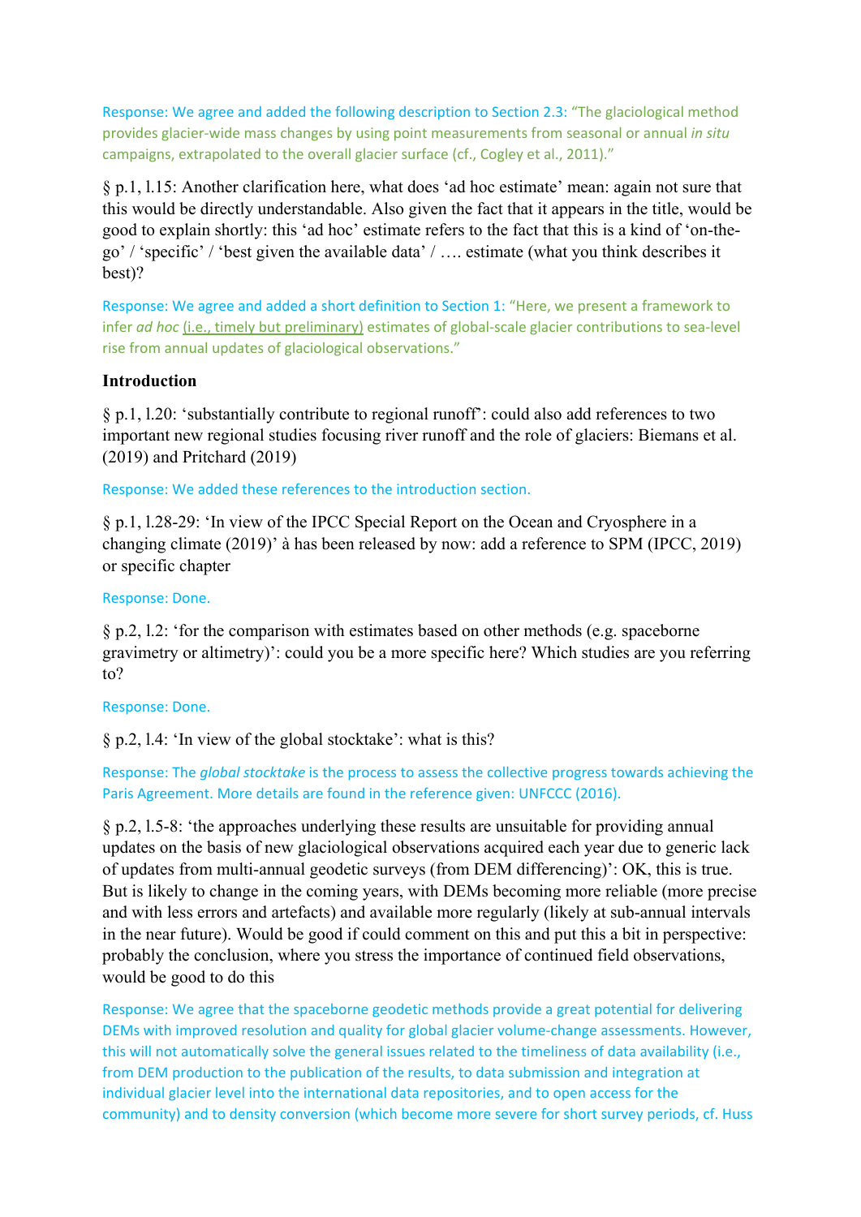Response: We agree and added the following description to Section 2.3: "The glaciological method provides glacier-wide mass changes by using point measurements from seasonal or annual *in situ* campaigns, extrapolated to the overall glacier surface (cf., Cogley et al., 2011)."

§ p.1, l.15: Another clarification here, what does 'ad hoc estimate' mean: again not sure that this would be directly understandable. Also given the fact that it appears in the title, would be good to explain shortly: this 'ad hoc' estimate refers to the fact that this is a kind of 'on-the-go' / 'specific' / 'best given the available data' / …. estimate (what you think describes it best)?

Response: We agree and added a short definition to Section 1: "Here, we present a framework to infer *ad hoc* (i.e., timely but preliminary) estimates of global-scale glacier contributions to sea-level rise from annual updates of glaciological observations."

**Introduction**

§ p.1, l.20: 'substantially contribute to regional runoff': could also add references to two important new regional studies focusing river runoff and the role of glaciers: Biemans et al. (2019) and Pritchard (2019)

Response: We added these references to the introduction section.

§ p.1, l.28-29: 'In view of the IPCC Special Report on the Ocean and Cryosphere in a changing climate (2019)' à has been released by now: add a reference to SPM (IPCC, 2019) or specific chapter

Response: Done.

§ p.2, l.2: 'for the comparison with estimates based on other methods (e.g. spaceborne gravimetry or altimetry)': could you be a more specific here? Which studies are you referring to?

Response: Done.

§ p.2, l.4: 'In view of the global stocktake': what is this?

Response: The *global stocktake* is the process to assess the collective progress towards achieving the Paris Agreement. More details are found in the reference given: UNFCCC (2016).

§ p.2, l.5-8: 'the approaches underlying these results are unsuitable for providing annual updates on the basis of new glaciological observations acquired each year due to generic lack of updates from multi-annual geodetic surveys (from DEM differencing)': OK, this is true. But is likely to change in the coming years, with DEMs becoming more reliable (more precise and with less errors and artefacts) and available more regularly (likely at sub-annual intervals in the near future). Would be good if could comment on this and put this a bit in perspective: probably the conclusion, where you stress the importance of continued field observations, would be good to do this

Response: We agree that the spaceborne geodetic methods provide a great potential for delivering DEMs with improved resolution and quality for global glacier volume-change assessments. However, this will not automatically solve the general issues related to the timeliness of data availability (i.e., from DEM production to the publication of the results, to data submission and integration at individual glacier level into the international data repositories, and to open access for the community) and to density conversion (which become more severe for short survey periods, cf. Huss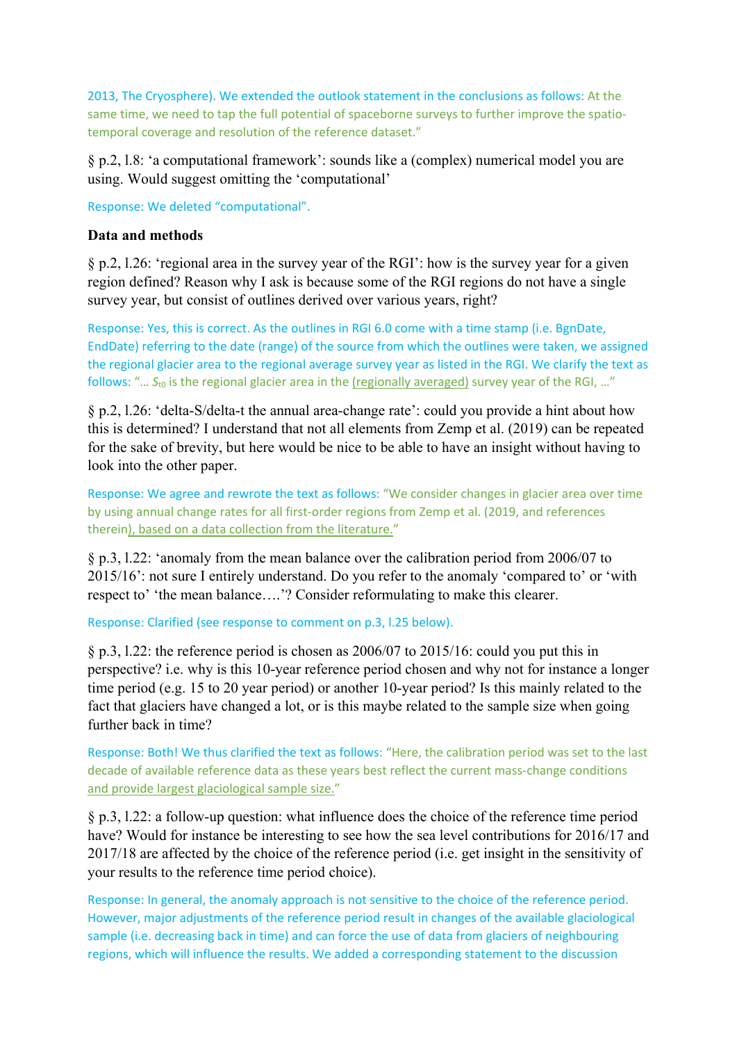2013, The Cryosphere). We extended the outlook statement in the conclusions as follows: At the same time, we need to tap the full potential of spaceborne surveys to further improve the spatio-temporal coverage and resolution of the reference dataset."

§ p.2, l.8: 'a computational framework': sounds like a (complex) numerical model you are using. Would suggest omitting the 'computational'

Response: We deleted "computational".

**Data and methods**

§ p.2, l.26: 'regional area in the survey year of the RGI': how is the survey year for a given region defined? Reason why I ask is because some of the RGI regions do not have a single survey year, but consist of outlines derived over various years, right?

Response: Yes, this is correct. As the outlines in RGI 6.0 come with a time stamp (i.e. BgnDate, EndDate) referring to the date (range) of the source from which the outlines were taken, we assigned the regional glacier area to the regional average survey year as listed in the RGI. We clarify the text as follows: "… $S_{t0}$ is the regional glacier area in the (regionally averaged) survey year of the RGI, …"

§ p.2, l.26: 'delta-S/delta-t the annual area-change rate': could you provide a hint about how this is determined? I understand that not all elements from Zemp et al. (2019) can be repeated for the sake of brevity, but here would be nice to be able to have an insight without having to look into the other paper.

Response: We agree and rewrote the text as follows: "We consider changes in glacier area over time by using annual change rates for all first-order regions from Zemp et al. (2019, and references therein), based on a data collection from the literature."

§ p.3, l.22: 'anomaly from the mean balance over the calibration period from 2006/07 to 2015/16': not sure I entirely understand. Do you refer to the anomaly 'compared to' or 'with respect to' 'the mean balance….'? Consider reformulating to make this clearer.

Response: Clarified (see response to comment on p.3, l.25 below).

§ p.3, l.22: the reference period is chosen as 2006/07 to 2015/16: could you put this in perspective? i.e. why is this 10-year reference period chosen and why not for instance a longer time period (e.g. 15 to 20 year period) or another 10-year period? Is this mainly related to the fact that glaciers have changed a lot, or is this maybe related to the sample size when going further back in time?

Response: Both! We thus clarified the text as follows: "Here, the calibration period was set to the last decade of available reference data as these years best reflect the current mass-change conditions and provide largest glaciological sample size."

§ p.3, l.22: a follow-up question: what influence does the choice of the reference time period have? Would for instance be interesting to see how the sea level contributions for 2016/17 and 2017/18 are affected by the choice of the reference period (i.e. get insight in the sensitivity of your results to the reference time period choice).

Response: In general, the anomaly approach is not sensitive to the choice of the reference period. However, major adjustments of the reference period result in changes of the available glaciological sample (i.e. decreasing back in time) and can force the use of data from glaciers of neighbouring regions, which will influence the results. We added a corresponding statement to the discussion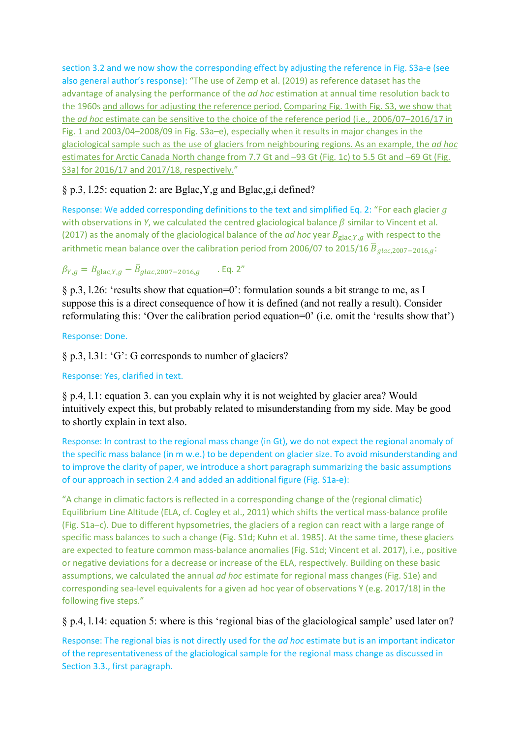section 3.2 and we now show the corresponding effect by adjusting the reference in Fig. S3a-e (see also general author's response): "The use of Zemp et al. (2019) as reference dataset has the advantage of analysing the performance of the *ad hoc* estimation at annual time resolution back to the 1960s and allows for adjusting the reference period. Comparing Fig. 1with Fig. S3, we show that the *ad hoc* estimate can be sensitive to the choice of the reference period (i.e., 2006/07–2016/17 in Fig. 1 and 2003/04–2008/09 in Fig. S3a–e), especially when it results in major changes in the glaciological sample such as the use of glaciers from neighbouring regions. As an example, the *ad hoc* estimates for Arctic Canada North change from 7.7 Gt and –93 Gt (Fig. 1c) to 5.5 Gt and –69 Gt (Fig. S3a) for 2016/17 and 2017/18, respectively."

§ p.3, l.25: equation 2: are Bglac,Y,g and Bglac,g,i defined?

Response: We added corresponding definitions to the text and simplified Eq. 2: "For each glacier $g$ with observations in $Y$, we calculated the centred glaciological balance $\beta$ similar to Vincent et al. (2017) as the anomaly of the glaciological balance of the *ad hoc* year $B_{\mathrm{glac},Y,g}$ with respect to the arithmetic mean balance over the calibration period from 2006/07 to 2015/16 $\bar{B}_{glac,2007-2016,g}$:

$$\beta_{Y,g} = B_{\mathrm{glac},Y,g} - \bar{B}_{glac,2007-2016,g} \quad \text{. Eq. 2"}$$

§ p.3, l.26: 'results show that equation=0': formulation sounds a bit strange to me, as I suppose this is a direct consequence of how it is defined (and not really a result). Consider reformulating this: 'Over the calibration period equation=0' (i.e. omit the 'results show that')

Response: Done.

§ p.3, l.31: 'G': G corresponds to number of glaciers?

Response: Yes, clarified in text.

§ p.4, l.1: equation 3. can you explain why it is not weighted by glacier area? Would intuitively expect this, but probably related to misunderstanding from my side. May be good to shortly explain in text also.

Response: In contrast to the regional mass change (in Gt), we do not expect the regional anomaly of the specific mass balance (in m w.e.) to be dependent on glacier size. To avoid misunderstanding and to improve the clarity of paper, we introduce a short paragraph summarizing the basic assumptions of our approach in section 2.4 and added an additional figure (Fig. S1a-e):

"A change in climatic factors is reflected in a corresponding change of the (regional climatic) Equilibrium Line Altitude (ELA, cf. Cogley et al., 2011) which shifts the vertical mass-balance profile (Fig. S1a–c). Due to different hypsometries, the glaciers of a region can react with a large range of specific mass balances to such a change (Fig. S1d; Kuhn et al. 1985). At the same time, these glaciers are expected to feature common mass-balance anomalies (Fig. S1d; Vincent et al. 2017), i.e., positive or negative deviations for a decrease or increase of the ELA, respectively. Building on these basic assumptions, we calculated the annual *ad hoc* estimate for regional mass changes (Fig. S1e) and corresponding sea-level equivalents for a given ad hoc year of observations Y (e.g. 2017/18) in the following five steps."

§ p.4, l.14: equation 5: where is this 'regional bias of the glaciological sample' used later on?

Response: The regional bias is not directly used for the *ad hoc* estimate but is an important indicator of the representativeness of the glaciological sample for the regional mass change as discussed in Section 3.3., first paragraph.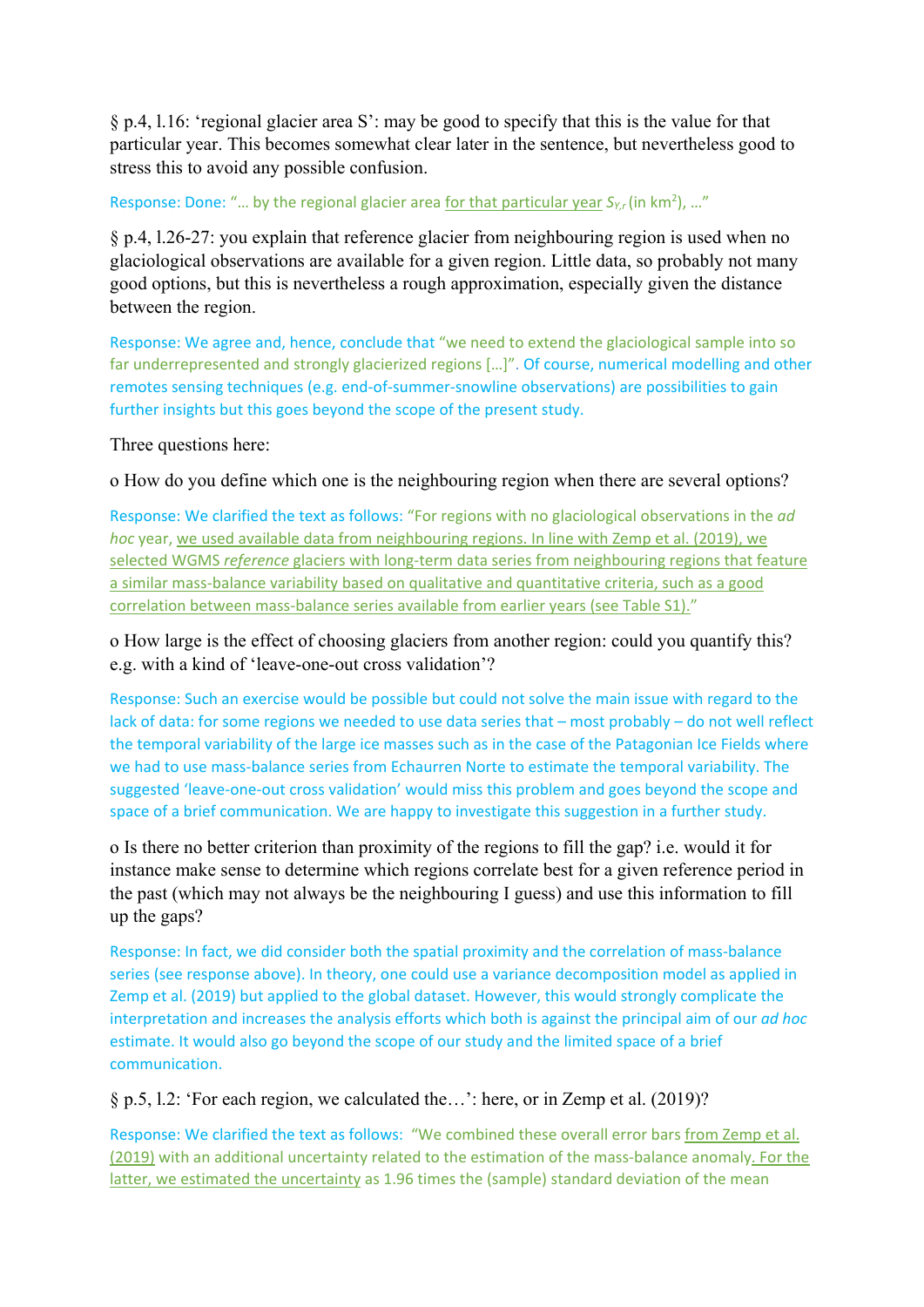§ p.4, l.16: 'regional glacier area S': may be good to specify that this is the value for that particular year. This becomes somewhat clear later in the sentence, but nevertheless good to stress this to avoid any possible confusion.

Response: Done: "… by the regional glacier area <u>for that particular year</u> $S_{Y,r}$ (in km$^2$), …"

§ p.4, l.26-27: you explain that reference glacier from neighbouring region is used when no glaciological observations are available for a given region. Little data, so probably not many good options, but this is nevertheless a rough approximation, especially given the distance between the region.

Response: We agree and, hence, conclude that "we need to extend the glaciological sample into so far underrepresented and strongly glacierized regions […]". Of course, numerical modelling and other remotes sensing techniques (e.g. end-of-summer-snowline observations) are possibilities to gain further insights but this goes beyond the scope of the present study.

Three questions here:

o How do you define which one is the neighbouring region when there are several options?

Response: We clarified the text as follows: "For regions with no glaciological observations in the *ad hoc* year, <u>we used available data from neighbouring regions. In line with Zemp et al. (2019), we selected WGMS *reference* glaciers with long-term data series from neighbouring regions that feature a similar mass-balance variability based on qualitative and quantitative criteria, such as a good correlation between mass-balance series available from earlier years (see Table S1).</u>"

o How large is the effect of choosing glaciers from another region: could you quantify this? e.g. with a kind of 'leave-one-out cross validation'?

Response: Such an exercise would be possible but could not solve the main issue with regard to the lack of data: for some regions we needed to use data series that – most probably – do not well reflect the temporal variability of the large ice masses such as in the case of the Patagonian Ice Fields where we had to use mass-balance series from Echaurren Norte to estimate the temporal variability. The suggested 'leave-one-out cross validation' would miss this problem and goes beyond the scope and space of a brief communication. We are happy to investigate this suggestion in a further study.

o Is there no better criterion than proximity of the regions to fill the gap? i.e. would it for instance make sense to determine which regions correlate best for a given reference period in the past (which may not always be the neighbouring I guess) and use this information to fill up the gaps?

Response: In fact, we did consider both the spatial proximity and the correlation of mass-balance series (see response above). In theory, one could use a variance decomposition model as applied in Zemp et al. (2019) but applied to the global dataset. However, this would strongly complicate the interpretation and increases the analysis efforts which both is against the principal aim of our *ad hoc* estimate. It would also go beyond the scope of our study and the limited space of a brief communication.

§ p.5, l.2: 'For each region, we calculated the…': here, or in Zemp et al. (2019)?

Response: We clarified the text as follows: "We combined these overall error bars <u>from Zemp et al. (2019)</u> with an additional uncertainty related to the estimation of the mass-balance anomaly<u>. For the latter, we estimated the uncertainty</u> as 1.96 times the (sample) standard deviation of the mean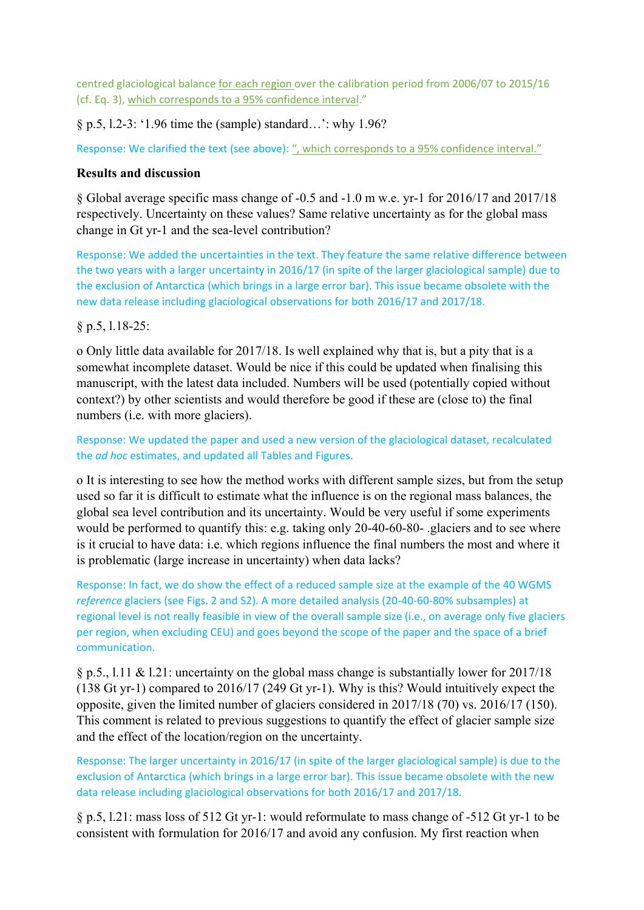centred glaciological balance for each region over the calibration period from 2006/07 to 2015/16 (cf. Eq. 3), which corresponds to a 95% confidence interval."

§ p.5, l.2-3: '1.96 time the (sample) standard…': why 1.96?

Response: We clarified the text (see above): ", which corresponds to a 95% confidence interval."

**Results and discussion**

§ Global average specific mass change of -0.5 and -1.0 m w.e. yr-1 for 2016/17 and 2017/18 respectively. Uncertainty on these values? Same relative uncertainty as for the global mass change in Gt yr-1 and the sea-level contribution?

Response: We added the uncertainties in the text. They feature the same relative difference between the two years with a larger uncertainty in 2016/17 (in spite of the larger glaciological sample) due to the exclusion of Antarctica (which brings in a large error bar). This issue became obsolete with the new data release including glaciological observations for both 2016/17 and 2017/18.

§ p.5, l.18-25:

o Only little data available for 2017/18. Is well explained why that is, but a pity that is a somewhat incomplete dataset. Would be nice if this could be updated when finalising this manuscript, with the latest data included. Numbers will be used (potentially copied without context?) by other scientists and would therefore be good if these are (close to) the final numbers (i.e. with more glaciers).

Response: We updated the paper and used a new version of the glaciological dataset, recalculated the *ad hoc* estimates, and updated all Tables and Figures.

o It is interesting to see how the method works with different sample sizes, but from the setup used so far it is difficult to estimate what the influence is on the regional mass balances, the global sea level contribution and its uncertainty. Would be very useful if some experiments would be performed to quantify this: e.g. taking only 20-40-60-80- .glaciers and to see where is it crucial to have data: i.e. which regions influence the final numbers the most and where it is problematic (large increase in uncertainty) when data lacks?

Response: In fact, we do show the effect of a reduced sample size at the example of the 40 WGMS *reference* glaciers (see Figs. 2 and S2). A more detailed analysis (20-40-60-80% subsamples) at regional level is not really feasible in view of the overall sample size (i.e., on average only five glaciers per region, when excluding CEU) and goes beyond the scope of the paper and the space of a brief communication.

§ p.5., l.11 & l.21: uncertainty on the global mass change is substantially lower for 2017/18 (138 Gt yr-1) compared to 2016/17 (249 Gt yr-1). Why is this? Would intuitively expect the opposite, given the limited number of glaciers considered in 2017/18 (70) vs. 2016/17 (150). This comment is related to previous suggestions to quantify the effect of glacier sample size and the effect of the location/region on the uncertainty.

Response: The larger uncertainty in 2016/17 (in spite of the larger glaciological sample) is due to the exclusion of Antarctica (which brings in a large error bar). This issue became obsolete with the new data release including glaciological observations for both 2016/17 and 2017/18.

§ p.5, l.21: mass loss of 512 Gt yr-1: would reformulate to mass change of -512 Gt yr-1 to be consistent with formulation for 2016/17 and avoid any confusion. My first reaction when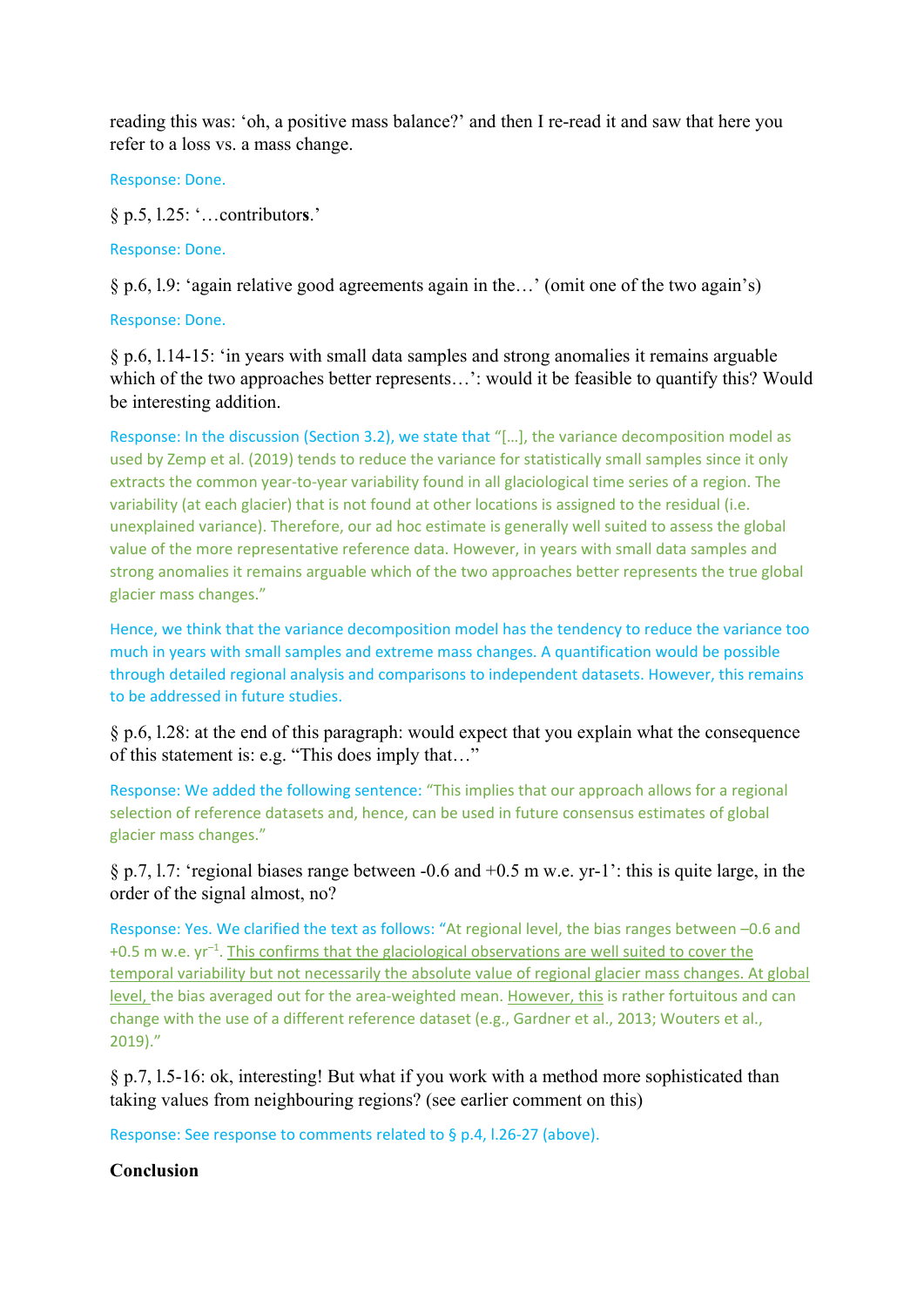reading this was: 'oh, a positive mass balance?' and then I re-read it and saw that here you refer to a loss vs. a mass change.

Response: Done.

§ p.5, l.25: '…contributor**s**.'

Response: Done.

§ p.6, l.9: 'again relative good agreements again in the…' (omit one of the two again's)

Response: Done.

§ p.6, l.14-15: 'in years with small data samples and strong anomalies it remains arguable which of the two approaches better represents…': would it be feasible to quantify this? Would be interesting addition.

Response: In the discussion (Section 3.2), we state that "[…], the variance decomposition model as used by Zemp et al. (2019) tends to reduce the variance for statistically small samples since it only extracts the common year-to-year variability found in all glaciological time series of a region. The variability (at each glacier) that is not found at other locations is assigned to the residual (i.e. unexplained variance). Therefore, our ad hoc estimate is generally well suited to assess the global value of the more representative reference data. However, in years with small data samples and strong anomalies it remains arguable which of the two approaches better represents the true global glacier mass changes."

Hence, we think that the variance decomposition model has the tendency to reduce the variance too much in years with small samples and extreme mass changes. A quantification would be possible through detailed regional analysis and comparisons to independent datasets. However, this remains to be addressed in future studies.

§ p.6, l.28: at the end of this paragraph: would expect that you explain what the consequence of this statement is: e.g. "This does imply that…"

Response: We added the following sentence: "This implies that our approach allows for a regional selection of reference datasets and, hence, can be used in future consensus estimates of global glacier mass changes."

§ p.7, l.7: 'regional biases range between -0.6 and +0.5 m w.e. yr-1': this is quite large, in the order of the signal almost, no?

Response: Yes. We clarified the text as follows: "At regional level, the bias ranges between –0.6 and +0.5 m w.e. $yr^{-1}$. <u>This confirms that the glaciological observations are well suited to cover the temporal variability but not necessarily the absolute value of regional glacier mass changes. At global level,</u> the bias averaged out for the area-weighted mean. <u>However, this</u> is rather fortuitous and can change with the use of a different reference dataset (e.g., Gardner et al., 2013; Wouters et al., 2019)."

§ p.7, l.5-16: ok, interesting! But what if you work with a method more sophisticated than taking values from neighbouring regions? (see earlier comment on this)

Response: See response to comments related to § p.4, l.26-27 (above).

**Conclusion**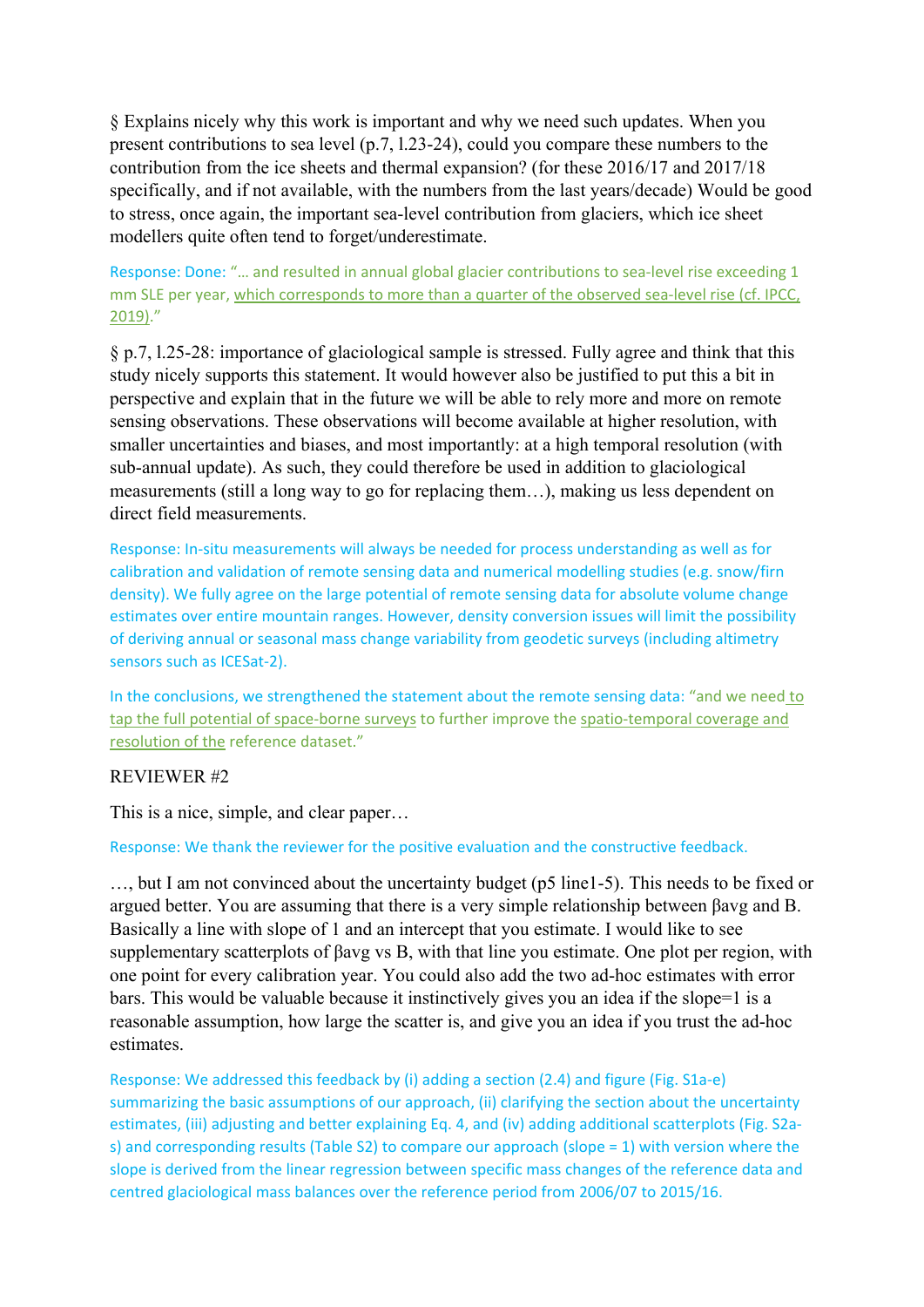§ Explains nicely why this work is important and why we need such updates. When you present contributions to sea level (p.7, l.23-24), could you compare these numbers to the contribution from the ice sheets and thermal expansion? (for these 2016/17 and 2017/18 specifically, and if not available, with the numbers from the last years/decade) Would be good to stress, once again, the important sea-level contribution from glaciers, which ice sheet modellers quite often tend to forget/underestimate.

Response: Done: "… and resulted in annual global glacier contributions to sea-level rise exceeding 1 mm SLE per year, which corresponds to more than a quarter of the observed sea-level rise (cf. IPCC, 2019)."

§ p.7, l.25-28: importance of glaciological sample is stressed. Fully agree and think that this study nicely supports this statement. It would however also be justified to put this a bit in perspective and explain that in the future we will be able to rely more and more on remote sensing observations. These observations will become available at higher resolution, with smaller uncertainties and biases, and most importantly: at a high temporal resolution (with sub-annual update). As such, they could therefore be used in addition to glaciological measurements (still a long way to go for replacing them…), making us less dependent on direct field measurements.

Response: In-situ measurements will always be needed for process understanding as well as for calibration and validation of remote sensing data and numerical modelling studies (e.g. snow/firn density). We fully agree on the large potential of remote sensing data for absolute volume change estimates over entire mountain ranges. However, density conversion issues will limit the possibility of deriving annual or seasonal mass change variability from geodetic surveys (including altimetry sensors such as ICESat-2).

In the conclusions, we strengthened the statement about the remote sensing data: "and we need to tap the full potential of space-borne surveys to further improve the spatio-temporal coverage and resolution of the reference dataset."

REVIEWER #2

This is a nice, simple, and clear paper…

Response: We thank the reviewer for the positive evaluation and the constructive feedback.

…, but I am not convinced about the uncertainty budget (p5 line1-5). This needs to be fixed or argued better. You are assuming that there is a very simple relationship between $\beta avg$ and B. Basically a line with slope of 1 and an intercept that you estimate. I would like to see supplementary scatterplots of $\beta avg$ vs B, with that line you estimate. One plot per region, with one point for every calibration year. You could also add the two ad-hoc estimates with error bars. This would be valuable because it instinctively gives you an idea if the slope=1 is a reasonable assumption, how large the scatter is, and give you an idea if you trust the ad-hoc estimates.

Response: We addressed this feedback by (i) adding a section (2.4) and figure (Fig. S1a-e) summarizing the basic assumptions of our approach, (ii) clarifying the section about the uncertainty estimates, (iii) adjusting and better explaining Eq. 4, and (iv) adding additional scatterplots (Fig. S2a-s) and corresponding results (Table S2) to compare our approach (slope = 1) with version where the slope is derived from the linear regression between specific mass changes of the reference data and centred glaciological mass balances over the reference period from 2006/07 to 2015/16.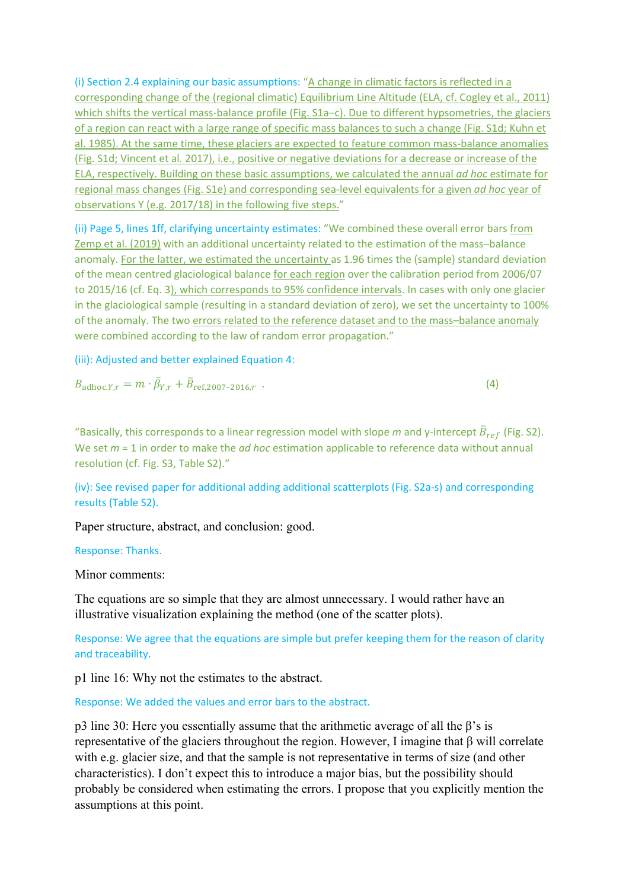(i) Section 2.4 explaining our basic assumptions: "A change in climatic factors is reflected in a corresponding change of the (regional climatic) Equilibrium Line Altitude (ELA, cf. Cogley et al., 2011) which shifts the vertical mass-balance profile (Fig. S1a–c). Due to different hypsometries, the glaciers of a region can react with a large range of specific mass balances to such a change (Fig. S1d; Kuhn et al. 1985). At the same time, these glaciers are expected to feature common mass-balance anomalies (Fig. S1d; Vincent et al. 2017), i.e., positive or negative deviations for a decrease or increase of the ELA, respectively. Building on these basic assumptions, we calculated the annual *ad hoc* estimate for regional mass changes (Fig. S1e) and corresponding sea-level equivalents for a given *ad hoc* year of observations Y (e.g. 2017/18) in the following five steps."

(ii) Page 5, lines 1ff, clarifying uncertainty estimates: "We combined these overall error bars from Zemp et al. (2019) with an additional uncertainty related to the estimation of the mass–balance anomaly. For the latter, we estimated the uncertainty as 1.96 times the (sample) standard deviation of the mean centred glaciological balance for each region over the calibration period from 2006/07 to 2015/16 (cf. Eq. 3), which corresponds to 95% confidence intervals. In cases with only one glacier in the glaciological sample (resulting in a standard deviation of zero), we set the uncertainty to 100% of the anomaly. The two errors related to the reference dataset and to the mass–balance anomaly were combined according to the law of random error propagation."

(iii): Adjusted and better explained Equation 4:

$$B_{\mathrm{adhoc}.Y,r} = m \cdot \bar{\beta}_{Y,r} + \bar{B}_{\mathrm{ref},2007\text{–}2016,r} \quad . \qquad (4)$$

"Basically, this corresponds to a linear regression model with slope *m* and y-intercept $\bar{B}_{ref}$ (Fig. S2). We set *m* = 1 in order to make the *ad hoc* estimation applicable to reference data without annual resolution (cf. Fig. S3, Table S2)."

(iv): See revised paper for additional adding additional scatterplots (Fig. S2a-s) and corresponding results (Table S2).

Paper structure, abstract, and conclusion: good.

Response: Thanks.

Minor comments:

The equations are so simple that they are almost unnecessary. I would rather have an illustrative visualization explaining the method (one of the scatter plots).

Response: We agree that the equations are simple but prefer keeping them for the reason of clarity and traceability.

p1 line 16: Why not the estimates to the abstract.

Response: We added the values and error bars to the abstract.

p3 line 30: Here you essentially assume that the arithmetic average of all the β's is representative of the glaciers throughout the region. However, I imagine that β will correlate with e.g. glacier size, and that the sample is not representative in terms of size (and other characteristics). I don't expect this to introduce a major bias, but the possibility should probably be considered when estimating the errors. I propose that you explicitly mention the assumptions at this point.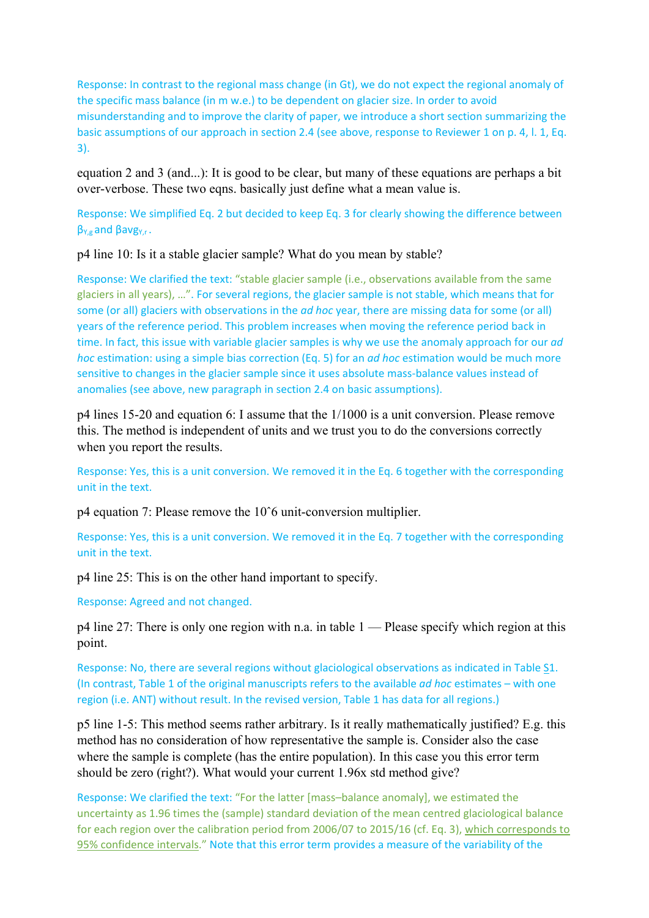Response: In contrast to the regional mass change (in Gt), we do not expect the regional anomaly of the specific mass balance (in m w.e.) to be dependent on glacier size. In order to avoid misunderstanding and to improve the clarity of paper, we introduce a short section summarizing the basic assumptions of our approach in section 2.4 (see above, response to Reviewer 1 on p. 4, l. 1, Eq. 3).

equation 2 and 3 (and...): It is good to be clear, but many of these equations are perhaps a bit over-verbose. These two eqns. basically just define what a mean value is.

Response: We simplified Eq. 2 but decided to keep Eq. 3 for clearly showing the difference between $\beta_{Y,g}$ and $\beta avg_{Y,r}$.

p4 line 10: Is it a stable glacier sample? What do you mean by stable?

Response: We clarified the text: "stable glacier sample (i.e., observations available from the same glaciers in all years), …". For several regions, the glacier sample is not stable, which means that for some (or all) glaciers with observations in the *ad hoc* year, there are missing data for some (or all) years of the reference period. This problem increases when moving the reference period back in time. In fact, this issue with variable glacier samples is why we use the anomaly approach for our *ad hoc* estimation: using a simple bias correction (Eq. 5) for an *ad hoc* estimation would be much more sensitive to changes in the glacier sample since it uses absolute mass-balance values instead of anomalies (see above, new paragraph in section 2.4 on basic assumptions).

p4 lines 15-20 and equation 6: I assume that the 1/1000 is a unit conversion. Please remove this. The method is independent of units and we trust you to do the conversions correctly when you report the results.

Response: Yes, this is a unit conversion. We removed it in the Eq. 6 together with the corresponding unit in the text.

p4 equation 7: Please remove the 10ˆ6 unit-conversion multiplier.

Response: Yes, this is a unit conversion. We removed it in the Eq. 7 together with the corresponding unit in the text.

p4 line 25: This is on the other hand important to specify.

Response: Agreed and not changed.

p4 line 27: There is only one region with n.a. in table 1 — Please specify which region at this point.

Response: No, there are several regions without glaciological observations as indicated in Table S1. (In contrast, Table 1 of the original manuscripts refers to the available *ad hoc* estimates – with one region (i.e. ANT) without result. In the revised version, Table 1 has data for all regions.)

p5 line 1-5: This method seems rather arbitrary. Is it really mathematically justified? E.g. this method has no consideration of how representative the sample is. Consider also the case where the sample is complete (has the entire population). In this case you this error term should be zero (right?). What would your current 1.96x std method give?

Response: We clarified the text: "For the latter [mass–balance anomaly], we estimated the uncertainty as 1.96 times the (sample) standard deviation of the mean centred glaciological balance for each region over the calibration period from 2006/07 to 2015/16 (cf. Eq. 3), which corresponds to 95% confidence intervals." Note that this error term provides a measure of the variability of the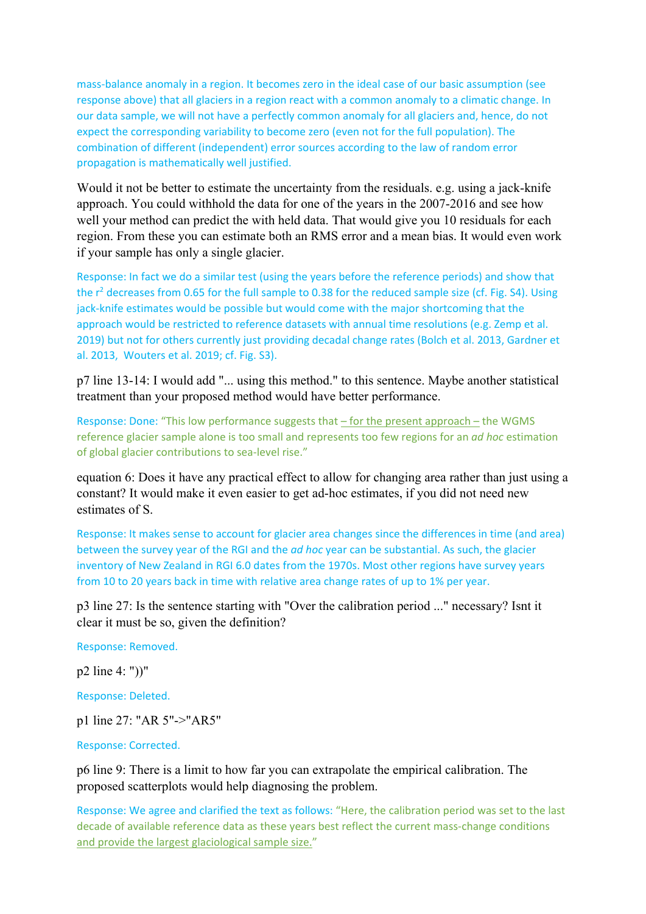mass-balance anomaly in a region. It becomes zero in the ideal case of our basic assumption (see response above) that all glaciers in a region react with a common anomaly to a climatic change. In our data sample, we will not have a perfectly common anomaly for all glaciers and, hence, do not expect the corresponding variability to become zero (even not for the full population). The combination of different (independent) error sources according to the law of random error propagation is mathematically well justified.

Would it not be better to estimate the uncertainty from the residuals. e.g. using a jack-knife approach. You could withhold the data for one of the years in the 2007-2016 and see how well your method can predict the with held data. That would give you 10 residuals for each region. From these you can estimate both an RMS error and a mean bias. It would even work if your sample has only a single glacier.

Response: In fact we do a similar test (using the years before the reference periods) and show that the $r^2$ decreases from 0.65 for the full sample to 0.38 for the reduced sample size (cf. Fig. S4). Using jack-knife estimates would be possible but would come with the major shortcoming that the approach would be restricted to reference datasets with annual time resolutions (e.g. Zemp et al. 2019) but not for others currently just providing decadal change rates (Bolch et al. 2013, Gardner et al. 2013, Wouters et al. 2019; cf. Fig. S3).

p7 line 13-14: I would add "... using this method." to this sentence. Maybe another statistical treatment than your proposed method would have better performance.

Response: Done: "This low performance suggests that – for the present approach – the WGMS reference glacier sample alone is too small and represents too few regions for an *ad hoc* estimation of global glacier contributions to sea-level rise."

equation 6: Does it have any practical effect to allow for changing area rather than just using a constant? It would make it even easier to get ad-hoc estimates, if you did not need new estimates of S.

Response: It makes sense to account for glacier area changes since the differences in time (and area) between the survey year of the RGI and the *ad hoc* year can be substantial. As such, the glacier inventory of New Zealand in RGI 6.0 dates from the 1970s. Most other regions have survey years from 10 to 20 years back in time with relative area change rates of up to 1% per year.

p3 line 27: Is the sentence starting with "Over the calibration period ..." necessary? Isnt it clear it must be so, given the definition?

Response: Removed.

p2 line 4: "))"

Response: Deleted.

p1 line 27: "AR 5"->"AR5"

Response: Corrected.

p6 line 9: There is a limit to how far you can extrapolate the empirical calibration. The proposed scatterplots would help diagnosing the problem.

Response: We agree and clarified the text as follows: "Here, the calibration period was set to the last decade of available reference data as these years best reflect the current mass-change conditions and provide the largest glaciological sample size."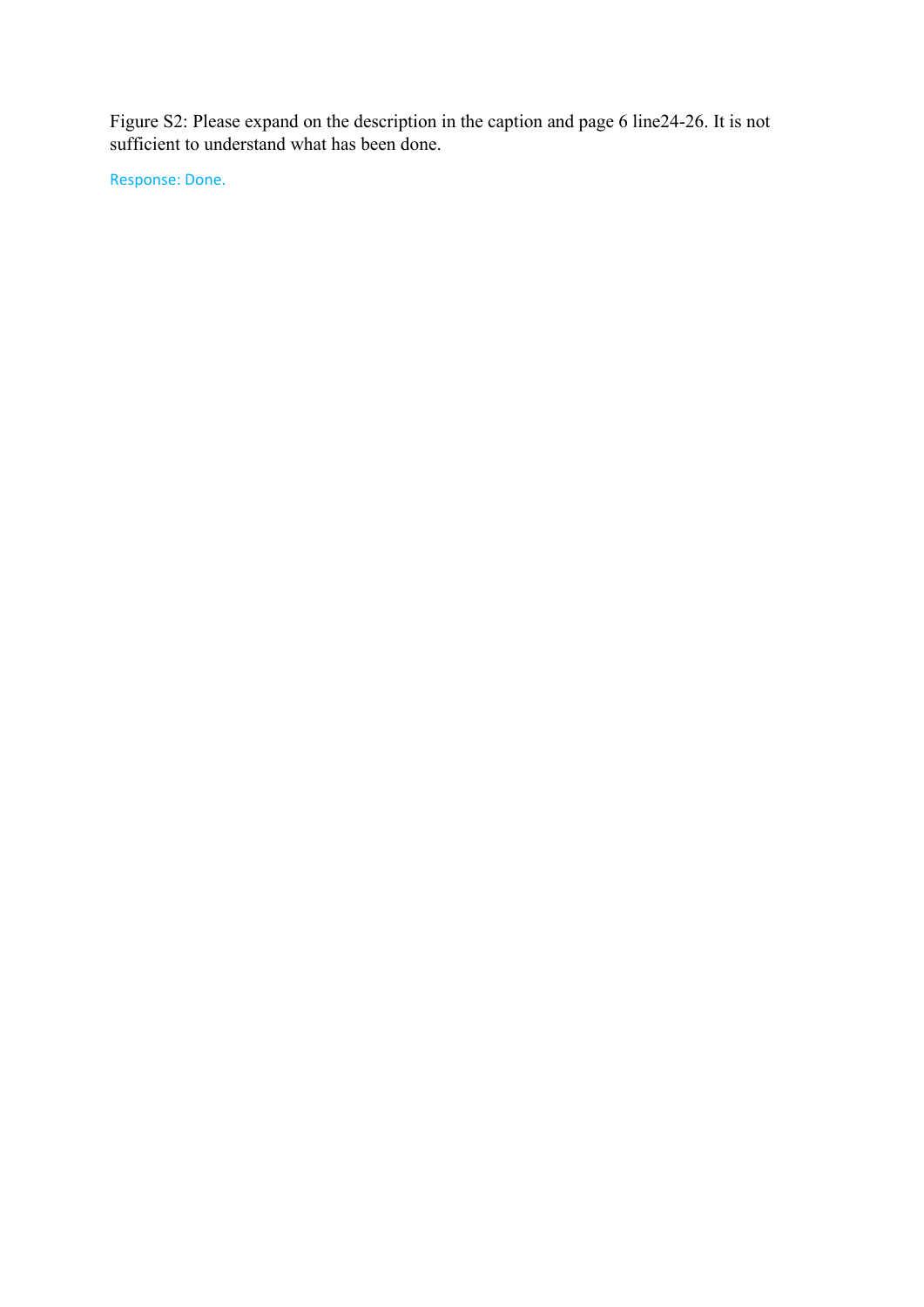Figure S2: Please expand on the description in the caption and page 6 line24-26. It is not sufficient to understand what has been done.

Response: Done.